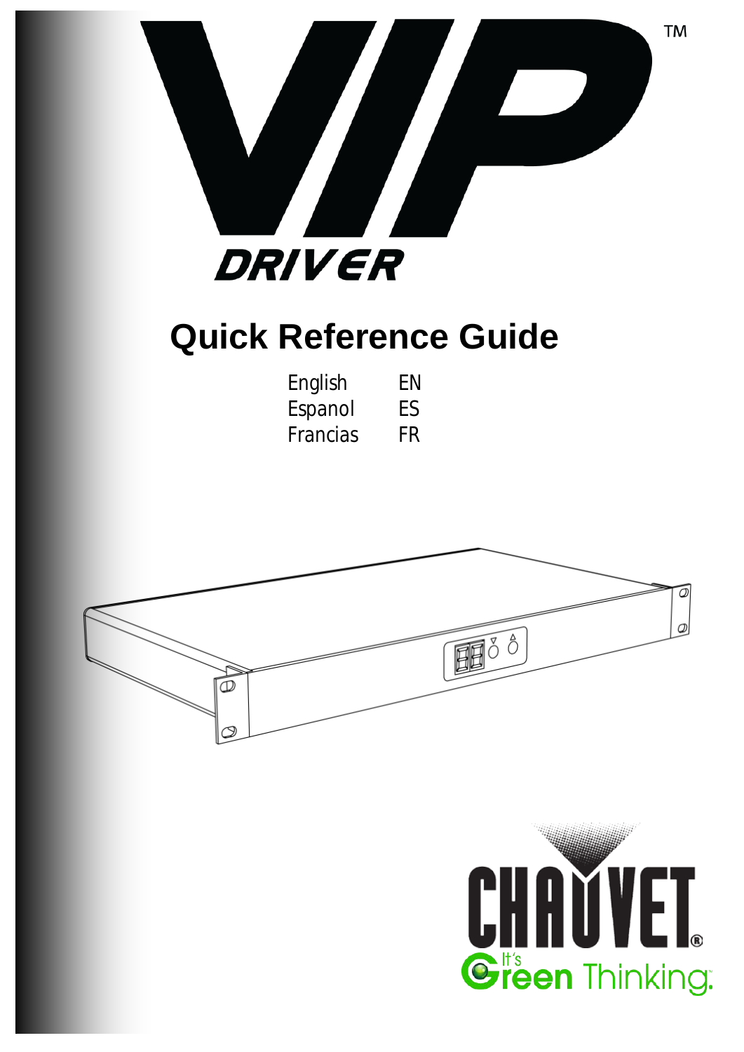# VIP™

## DRIVER

# Quick Reference Guide

| | |
|---|---|
| English | EN |
| Espanol | ES |
| Francias | FR |

CHAUVET®

It's Green Thinking.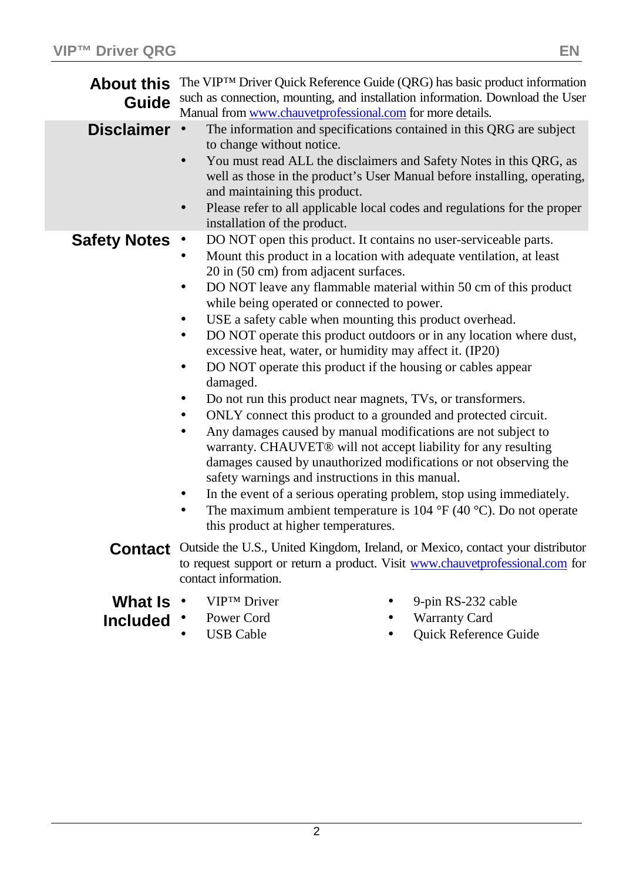## About this Guide

The VIP™ Driver Quick Reference Guide (QRG) has basic product information such as connection, mounting, and installation information. Download the User Manual from www.chauvetprofessional.com for more details.

## Disclaimer

- The information and specifications contained in this QRG are subject to change without notice.
- You must read ALL the disclaimers and Safety Notes in this QRG, as well as those in the product's User Manual before installing, operating, and maintaining this product.
- Please refer to all applicable local codes and regulations for the proper installation of the product.

## Safety Notes

- DO NOT open this product. It contains no user-serviceable parts.
- Mount this product in a location with adequate ventilation, at least 20 in (50 cm) from adjacent surfaces.
- DO NOT leave any flammable material within 50 cm of this product while being operated or connected to power.
- USE a safety cable when mounting this product overhead.
- DO NOT operate this product outdoors or in any location where dust, excessive heat, water, or humidity may affect it. (IP20)
- DO NOT operate this product if the housing or cables appear damaged.
- Do not run this product near magnets, TVs, or transformers.
- ONLY connect this product to a grounded and protected circuit.
- Any damages caused by manual modifications are not subject to warranty. CHAUVET® will not accept liability for any resulting damages caused by unauthorized modifications or not observing the safety warnings and instructions in this manual.
- In the event of a serious operating problem, stop using immediately.
- The maximum ambient temperature is 104 °F (40 °C). Do not operate this product at higher temperatures.

## Contact

Outside the U.S., United Kingdom, Ireland, or Mexico, contact your distributor to request support or return a product. Visit www.chauvetprofessional.com for contact information.

## What Is Included

- VIP™ Driver
- Power Cord
- USB Cable
- 9-pin RS-232 cable
- Warranty Card
- Quick Reference Guide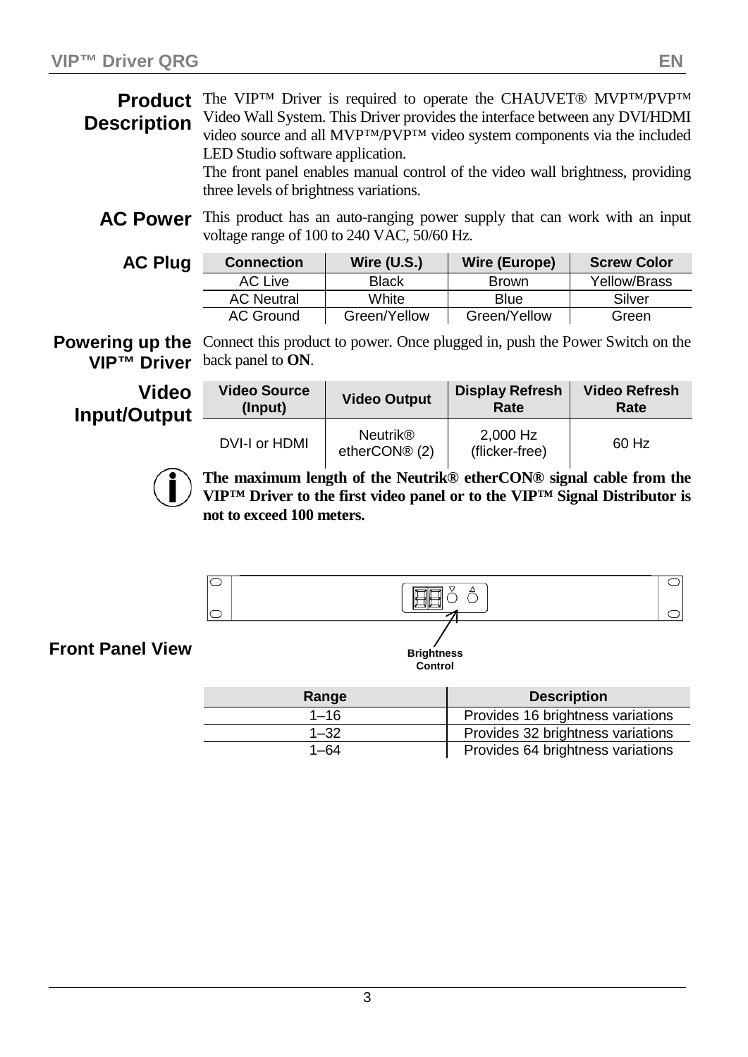## Product Description

The VIP™ Driver is required to operate the CHAUVET® MVP™/PVP™ Video Wall System. This Driver provides the interface between any DVI/HDMI video source and all MVP™/PVP™ video system components via the included LED Studio software application.

The front panel enables manual control of the video wall brightness, providing three levels of brightness variations.

## AC Power

This product has an auto-ranging power supply that can work with an input voltage range of 100 to 240 VAC, 50/60 Hz.

## AC Plug

| Connection | Wire (U.S.) | Wire (Europe) | Screw Color |
|---|---|---|---|
| AC Live | Black | Brown | Yellow/Brass |
| AC Neutral | White | Blue | Silver |
| AC Ground | Green/Yellow | Green/Yellow | Green |

## Powering up the VIP™ Driver

Connect this product to power. Once plugged in, push the Power Switch on the back panel to **ON**.

## Video Input/Output

| Video Source (Input) | Video Output | Display Refresh Rate | Video Refresh Rate |
|---|---|---|---|
| DVI-I or HDMI | Neutrik® etherCON® (2) | 2,000 Hz (flicker-free) | 60 Hz |

**The maximum length of the Neutrik® etherCON® signal cable from the VIP™ Driver to the first video panel or to the VIP™ Signal Distributor is not to exceed 100 meters.**

## Front Panel View

Brightness Control

| Range | Description |
|---|---|
| 1–16 | Provides 16 brightness variations |
| 1–32 | Provides 32 brightness variations |
| 1–64 | Provides 64 brightness variations |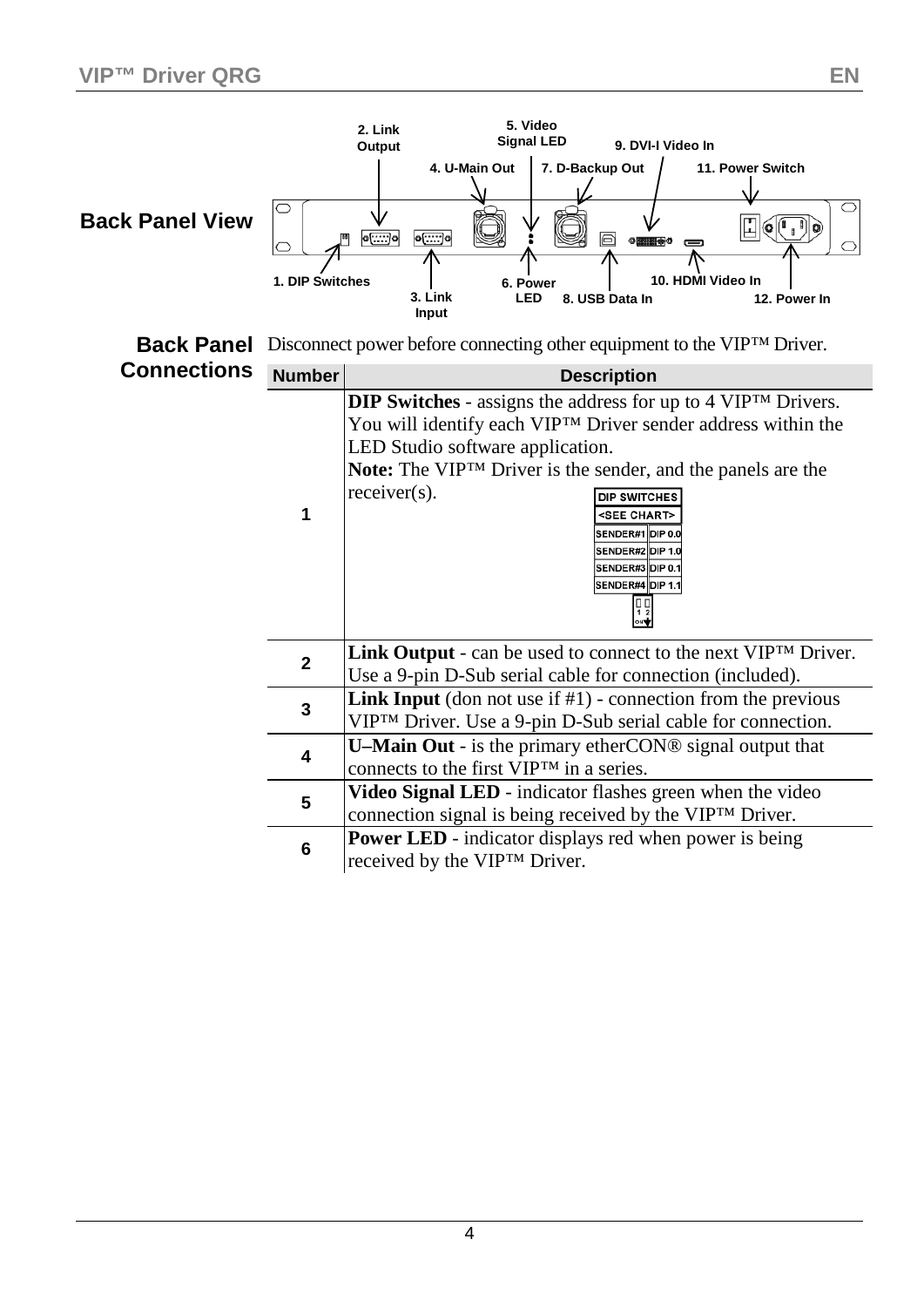## Back Panel View

1. DIP Switches
2. Link Output
3. Link Input
4. U-Main Out
5. Video Signal LED
6. Power LED
7. D-Backup Out
8. USB Data In
9. DVI-I Video In
10. HDMI Video In
11. Power Switch
12. Power In

## Back Panel Connections

Disconnect power before connecting other equipment to the VIP™ Driver.

| Number | Description |
|---|---|
| 1 | **DIP Switches** - assigns the address for up to 4 VIP™ Drivers. You will identify each VIP™ Driver sender address within the LED Studio software application. **Note:** The VIP™ Driver is the sender, and the panels are the receiver(s). DIP SWITCHES <SEE CHART> SENDER#1 DIP 0.0 SENDER#2 DIP 1.0 SENDER#3 DIP 0.1 SENDER#4 DIP 1.1 |
| 2 | **Link Output** - can be used to connect to the next VIP™ Driver. Use a 9-pin D-Sub serial cable for connection (included). |
| 3 | **Link Input** (don not use if #1) - connection from the previous VIP™ Driver. Use a 9-pin D-Sub serial cable for connection. |
| 4 | **U–Main Out** - is the primary etherCON® signal output that connects to the first VIP™ in a series. |
| 5 | **Video Signal LED** - indicator flashes green when the video connection signal is being received by the VIP™ Driver. |
| 6 | **Power LED** - indicator displays red when power is being received by the VIP™ Driver. |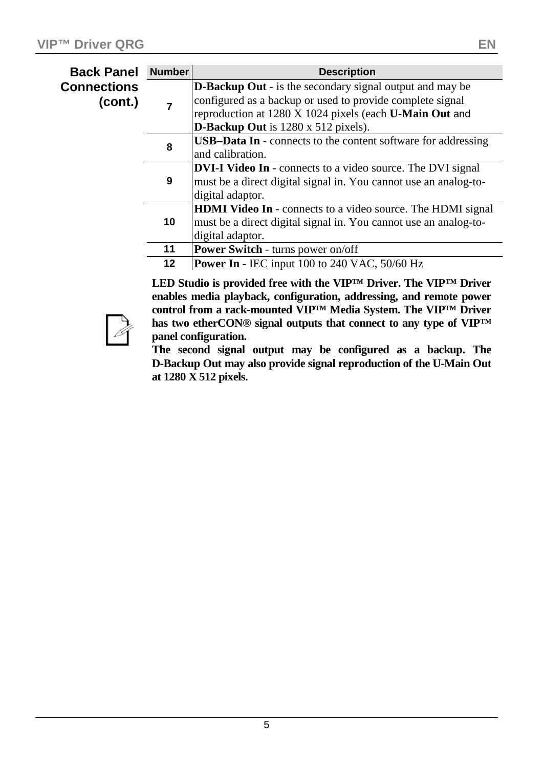## Back Panel Connections (cont.)

| Number | Description |
|---|---|
| 7 | **D-Backup Out** - is the secondary signal output and may be configured as a backup or used to provide complete signal reproduction at 1280 X 1024 pixels (each **U-Main Out** and **D-Backup Out** is 1280 x 512 pixels). |
| 8 | **USB–Data In** - connects to the content software for addressing and calibration. |
| 9 | **DVI-I Video In** - connects to a video source. The DVI signal must be a direct digital signal in. You cannot use an analog-to-digital adaptor. |
| 10 | **HDMI Video In** - connects to a video source. The HDMI signal must be a direct digital signal in. You cannot use an analog-to-digital adaptor. |
| 11 | **Power Switch** - turns power on/off |
| 12 | **Power In** - IEC input 100 to 240 VAC, 50/60 Hz |

**LED Studio is provided free with the VIP™ Driver. The VIP™ Driver enables media playback, configuration, addressing, and remote power control from a rack-mounted VIP™ Media System. The VIP™ Driver has two etherCON® signal outputs that connect to any type of VIP™ panel configuration.**

**The second signal output may be configured as a backup. The D-Backup Out may also provide signal reproduction of the U-Main Out at 1280 X 512 pixels.**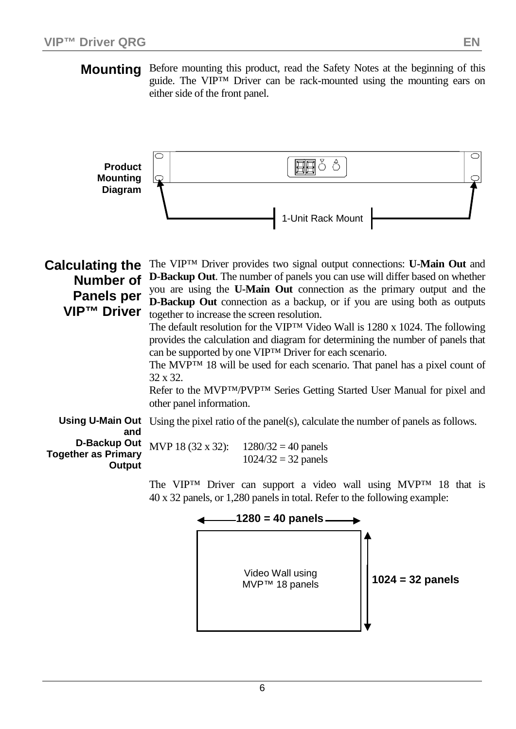## Mounting

Before mounting this product, read the Safety Notes at the beginning of this guide. The VIP™ Driver can be rack-mounted using the mounting ears on either side of the front panel.

**Product Mounting Diagram**

1-Unit Rack Mount

## Calculating the Number of Panels per VIP™ Driver

The VIP™ Driver provides two signal output connections: **U-Main Out** and **D-Backup Out**. The number of panels you can use will differ based on whether you are using the **U-Main Out** connection as the primary output and the **D-Backup Out** connection as a backup, or if you are using both as outputs together to increase the screen resolution.

The default resolution for the VIP™ Video Wall is 1280 x 1024. The following provides the calculation and diagram for determining the number of panels that can be supported by one VIP™ Driver for each scenario.

The MVP™ 18 will be used for each scenario. That panel has a pixel count of 32 x 32.

Refer to the MVP™/PVP™ Series Getting Started User Manual for pixel and other panel information.

### Using U-Main Out and D-Backup Out Together as Primary Output

Using the pixel ratio of the panel(s), calculate the number of panels as follows.

MVP 18 (32 x 32): 1280/32 = 40 panels
1024/32 = 32 panels

The VIP™ Driver can support a video wall using MVP™ 18 that is 40 x 32 panels, or 1,280 panels in total. Refer to the following example:

1280 = 40 panels

Video Wall using MVP™ 18 panels

1024 = 32 panels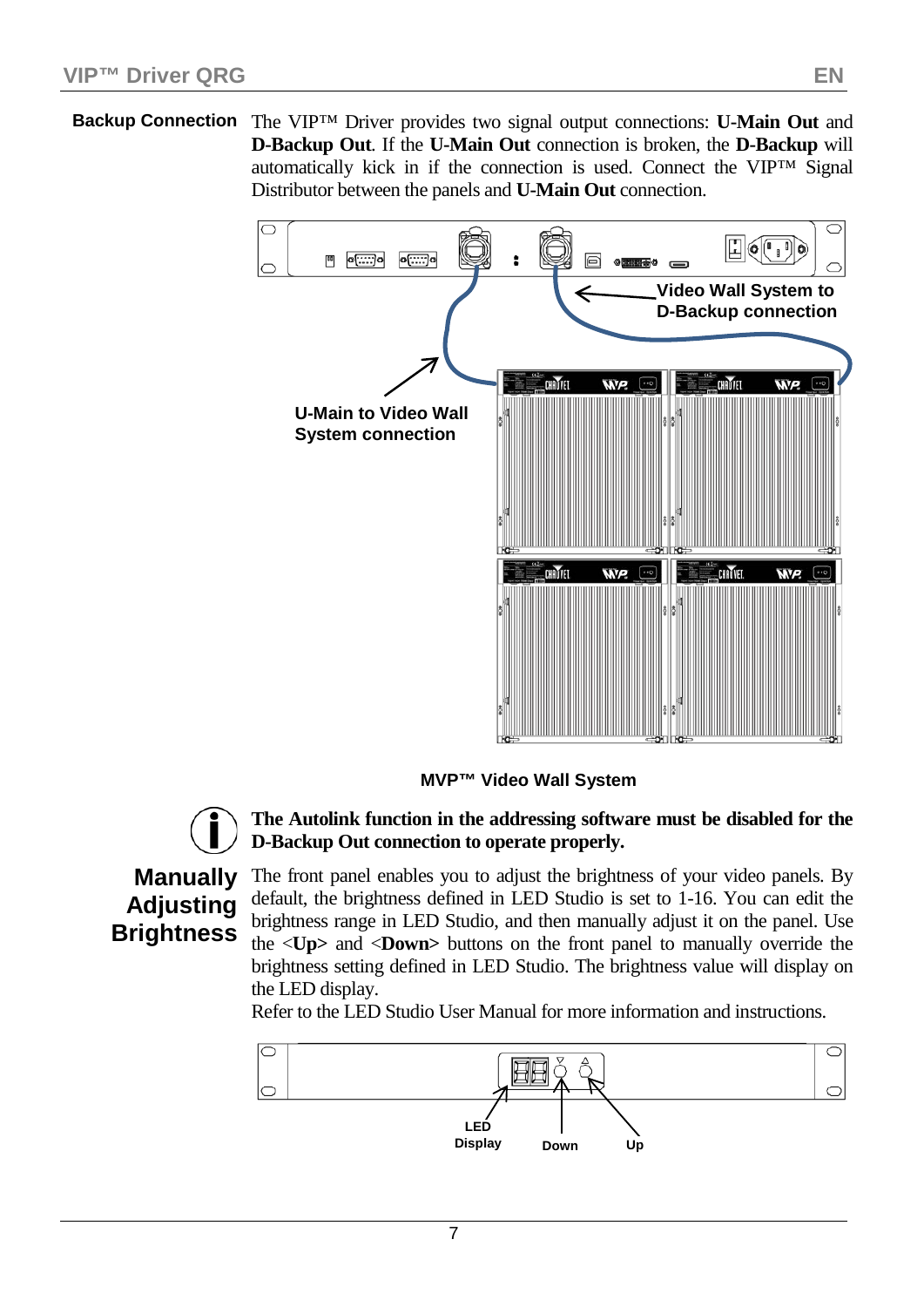## Backup Connection

The VIP™ Driver provides two signal output connections: **U-Main Out** and **D-Backup Out**. If the **U-Main Out** connection is broken, the **D-Backup** will automatically kick in if the connection is used. Connect the VIP™ Signal Distributor between the panels and **U-Main Out** connection.

**Video Wall System to D-Backup connection**

**U-Main to Video Wall System connection**

**MVP™ Video Wall System**

**The Autolink function in the addressing software must be disabled for the D-Backup Out connection to operate properly.**

## Manually Adjusting Brightness

The front panel enables you to adjust the brightness of your video panels. By default, the brightness defined in LED Studio is set to 1-16. You can edit the brightness range in LED Studio, and then manually adjust it on the panel. Use the <**Up**> and <**Down**> buttons on the front panel to manually override the brightness setting defined in LED Studio. The brightness value will display on the LED display.

Refer to the LED Studio User Manual for more information and instructions.

**LED Display** **Down** **Up**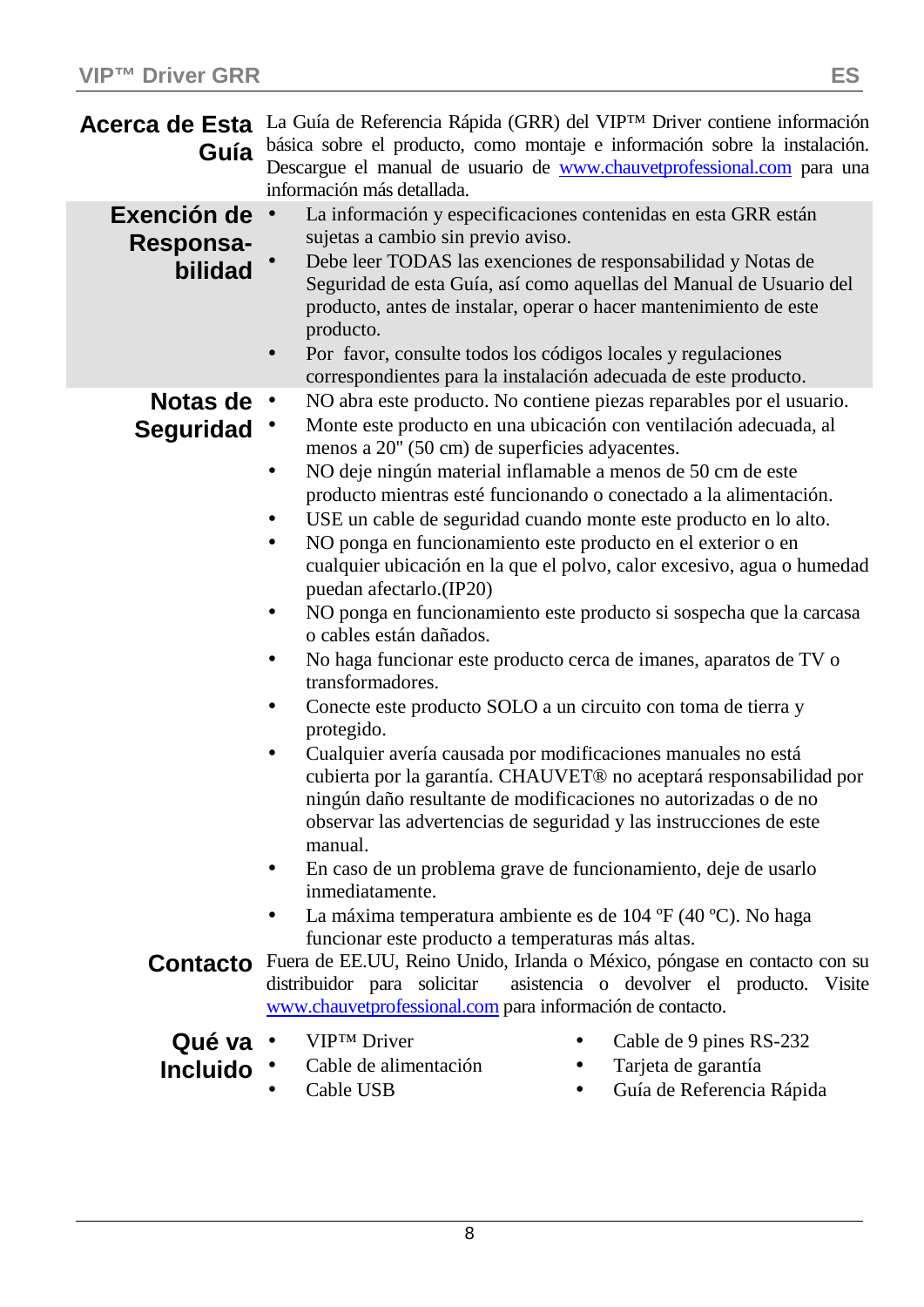## Acerca de Esta Guía

La Guía de Referencia Rápida (GRR) del VIP™ Driver contiene información básica sobre el producto, como montaje e información sobre la instalación. Descargue el manual de usuario de www.chauvetprofessional.com para una información más detallada.

## Exención de Responsabilidad

- La información y especificaciones contenidas en esta GRR están sujetas a cambio sin previo aviso.
- Debe leer TODAS las exenciones de responsabilidad y Notas de Seguridad de esta Guía, así como aquellas del Manual de Usuario del producto, antes de instalar, operar o hacer mantenimiento de este producto.
- Por favor, consulte todos los códigos locales y regulaciones correspondientes para la instalación adecuada de este producto.

## Notas de Seguridad

- NO abra este producto. No contiene piezas reparables por el usuario.
- Monte este producto en una ubicación con ventilación adecuada, al menos a 20" (50 cm) de superficies adyacentes.
- NO deje ningún material inflamable a menos de 50 cm de este producto mientras esté funcionando o conectado a la alimentación.
- USE un cable de seguridad cuando monte este producto en lo alto.
- NO ponga en funcionamiento este producto en el exterior o en cualquier ubicación en la que el polvo, calor excesivo, agua o humedad puedan afectarlo.(IP20)
- NO ponga en funcionamiento este producto si sospecha que la carcasa o cables están dañados.
- No haga funcionar este producto cerca de imanes, aparatos de TV o transformadores.
- Conecte este producto SOLO a un circuito con toma de tierra y protegido.
- Cualquier avería causada por modificaciones manuales no está cubierta por la garantía. CHAUVET® no aceptará responsabilidad por ningún daño resultante de modificaciones no autorizadas o de no observar las advertencias de seguridad y las instrucciones de este manual.
- En caso de un problema grave de funcionamiento, deje de usarlo inmediatamente.
- La máxima temperatura ambiente es de 104 ºF (40 ºC). No haga funcionar este producto a temperaturas más altas.

## Contacto

Fuera de EE.UU, Reino Unido, Irlanda o México, póngase en contacto con su distribuidor para solicitar asistencia o devolver el producto. Visite www.chauvetprofessional.com para información de contacto.

## Qué va Incluido

- VIP™ Driver
- Cable de alimentación
- Cable USB
- Cable de 9 pines RS-232
- Tarjeta de garantía
- Guía de Referencia Rápida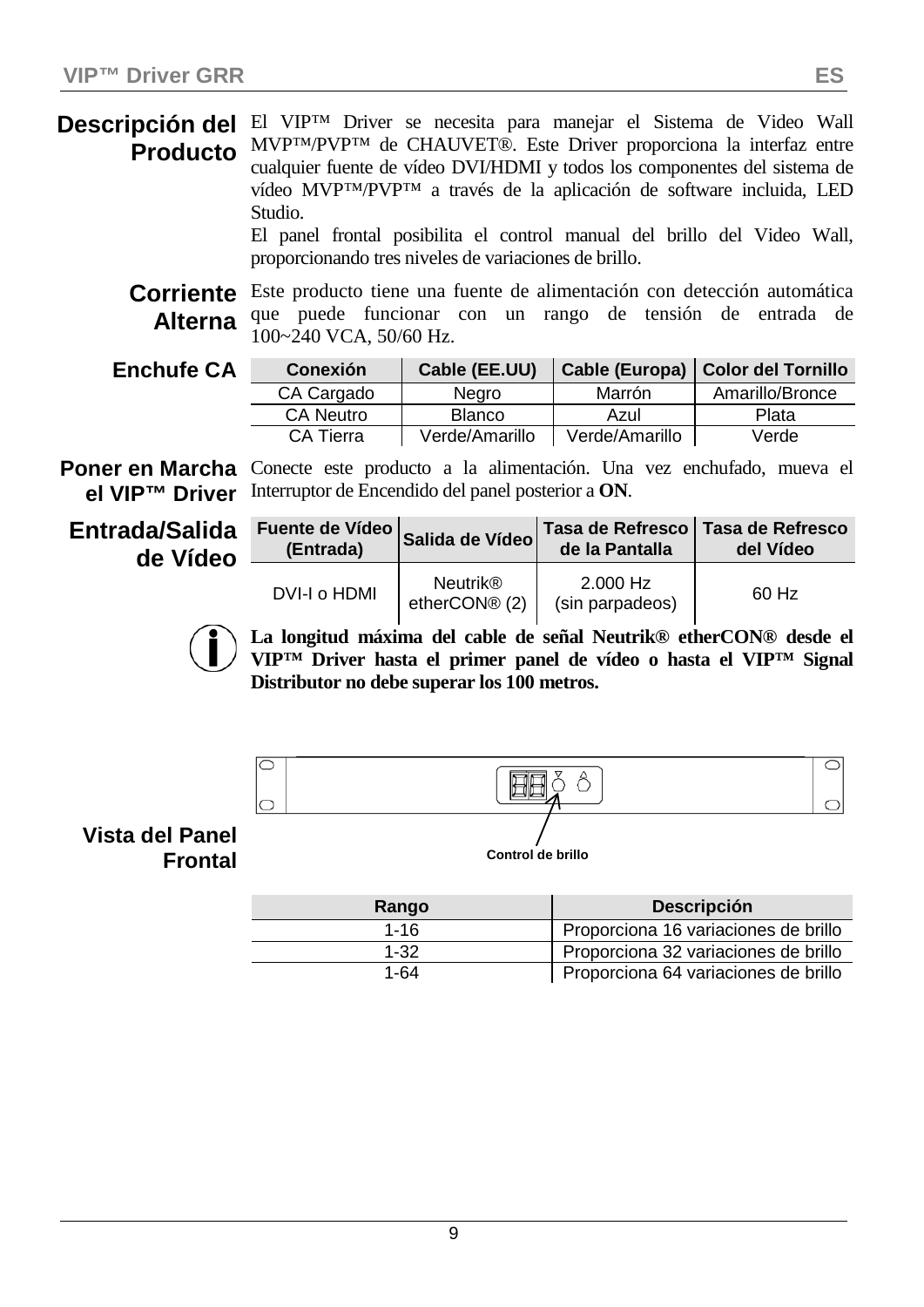## Descripción del Producto

El VIP™ Driver se necesita para manejar el Sistema de Video Wall MVP™/PVP™ de CHAUVET®. Este Driver proporciona la interfaz entre cualquier fuente de vídeo DVI/HDMI y todos los componentes del sistema de vídeo MVP™/PVP™ a través de la aplicación de software incluida, LED Studio.

El panel frontal posibilita el control manual del brillo del Video Wall, proporcionando tres niveles de variaciones de brillo.

## Corriente Alterna

Este producto tiene una fuente de alimentación con detección automática que puede funcionar con un rango de tensión de entrada de 100~240 VCA, 50/60 Hz.

## Enchufe CA

| Conexión | Cable (EE.UU) | Cable (Europa) | Color del Tornillo |
|---|---|---|---|
| CA Cargado | Negro | Marrón | Amarillo/Bronce |
| CA Neutro | Blanco | Azul | Plata |
| CA Tierra | Verde/Amarillo | Verde/Amarillo | Verde |

## Poner en Marcha el VIP™ Driver

Conecte este producto a la alimentación. Una vez enchufado, mueva el Interruptor de Encendido del panel posterior a **ON**.

## Entrada/Salida de Vídeo

| Fuente de Vídeo (Entrada) | Salida de Vídeo | Tasa de Refresco de la Pantalla | Tasa de Refresco del Vídeo |
|---|---|---|---|
| DVI-I o HDMI | Neutrik® etherCON® (2) | 2.000 Hz (sin parpadeos) | 60 Hz |

**La longitud máxima del cable de señal Neutrik® etherCON® desde el VIP™ Driver hasta el primer panel de vídeo o hasta el VIP™ Signal Distributor no debe superar los 100 metros.**

## Vista del Panel Frontal

Control de brillo

| Rango | Descripción |
|---|---|
| 1-16 | Proporciona 16 variaciones de brillo |
| 1-32 | Proporciona 32 variaciones de brillo |
| 1-64 | Proporciona 64 variaciones de brillo |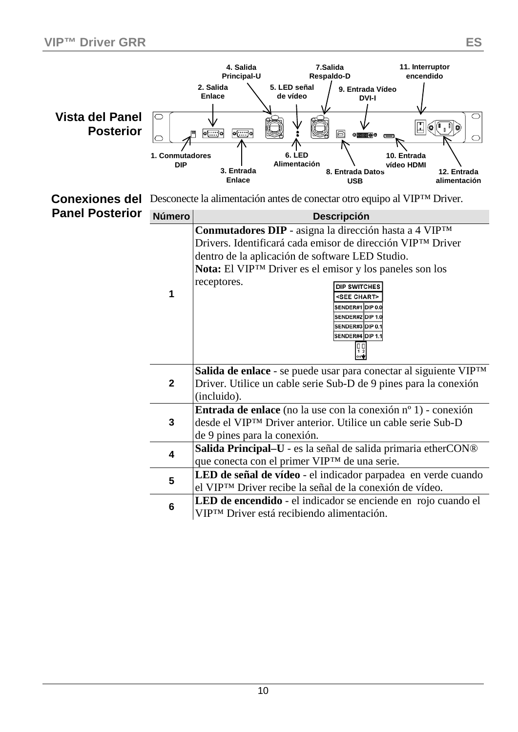## Vista del Panel Posterior

1. Conmutadores DIP
2. Salida Enlace
3. Entrada Enlace
4. Salida Principal-U
5. LED señal de vídeo
6. LED Alimentación
7. Salida Respaldo-D
8. Entrada Datos USB
9. Entrada Vídeo DVI-I
10. Entrada vídeo HDMI
11. Interruptor encendido
12. Entrada alimentación

## Conexiones del Panel Posterior

Desconecte la alimentación antes de conectar otro equipo al VIP™ Driver.

| Número | Descripción |
|---|---|
| 1 | **Conmutadores DIP** - asigna la dirección hasta a 4 VIP™ Drivers. Identificará cada emisor de dirección VIP™ Driver dentro de la aplicación de software LED Studio. **Nota:** El VIP™ Driver es el emisor y los paneles son los receptores. DIP SWITCHES <SEE CHART>: SENDER#1 DIP 0.0; SENDER#2 DIP 1.0; SENDER#3 DIP 0.1; SENDER#4 DIP 1.1 |
| 2 | **Salida de enlace** - se puede usar para conectar al siguiente VIP™ Driver. Utilice un cable serie Sub-D de 9 pines para la conexión (incluido). |
| 3 | **Entrada de enlace** (no la use con la conexión nº 1) - conexión desde el VIP™ Driver anterior. Utilice un cable serie Sub-D de 9 pines para la conexión. |
| 4 | **Salida Principal–U** - es la señal de salida primaria etherCON® que conecta con el primer VIP™ de una serie. |
| 5 | **LED de señal de vídeo** - el indicador parpadea en verde cuando el VIP™ Driver recibe la señal de la conexión de vídeo. |
| 6 | **LED de encendido** - el indicador se enciende en rojo cuando el VIP™ Driver está recibiendo alimentación. |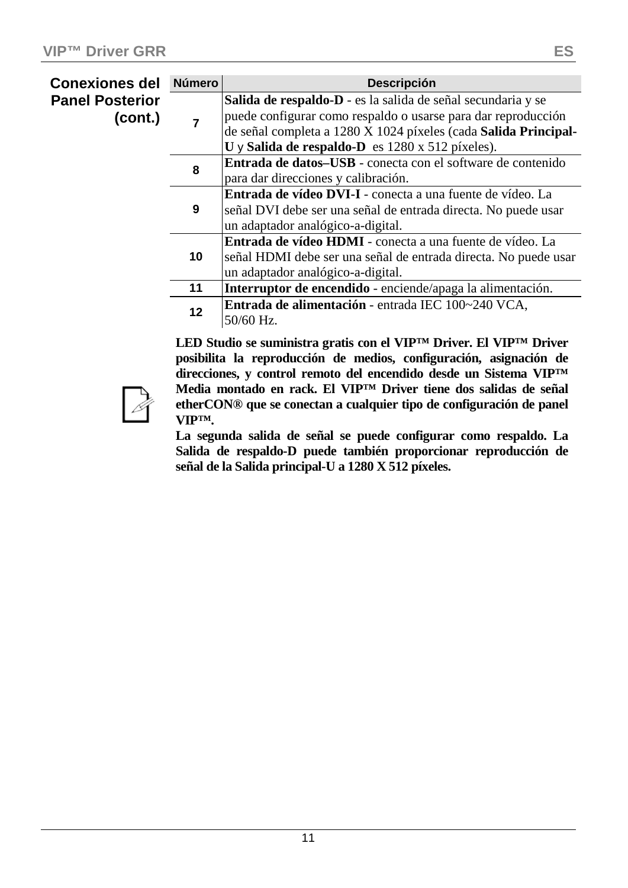## Conexiones del Panel Posterior (cont.)

| Número | Descripción |
|---|---|
| 7 | **Salida de respaldo-D** - es la salida de señal secundaria y se puede configurar como respaldo o usarse para dar reproducción de señal completa a 1280 X 1024 píxeles (cada **Salida Principal-U** y **Salida de respaldo-D** es 1280 x 512 píxeles). |
| 8 | **Entrada de datos–USB** - conecta con el software de contenido para dar direcciones y calibración. |
| 9 | **Entrada de vídeo DVI-I** - conecta a una fuente de vídeo. La señal DVI debe ser una señal de entrada directa. No puede usar un adaptador analógico-a-digital. |
| 10 | **Entrada de vídeo HDMI** - conecta a una fuente de vídeo. La señal HDMI debe ser una señal de entrada directa. No puede usar un adaptador analógico-a-digital. |
| 11 | **Interruptor de encendido** - enciende/apaga la alimentación. |
| 12 | **Entrada de alimentación** - entrada IEC 100~240 VCA, 50/60 Hz. |

**LED Studio se suministra gratis con el VIP™ Driver. El VIP™ Driver posibilita la reproducción de medios, configuración, asignación de direcciones, y control remoto del encendido desde un Sistema VIP™ Media montado en rack. El VIP™ Driver tiene dos salidas de señal etherCON® que se conectan a cualquier tipo de configuración de panel VIP™.**

**La segunda salida de señal se puede configurar como respaldo. La Salida de respaldo-D puede también proporcionar reproducción de señal de la Salida principal-U a 1280 X 512 píxeles.**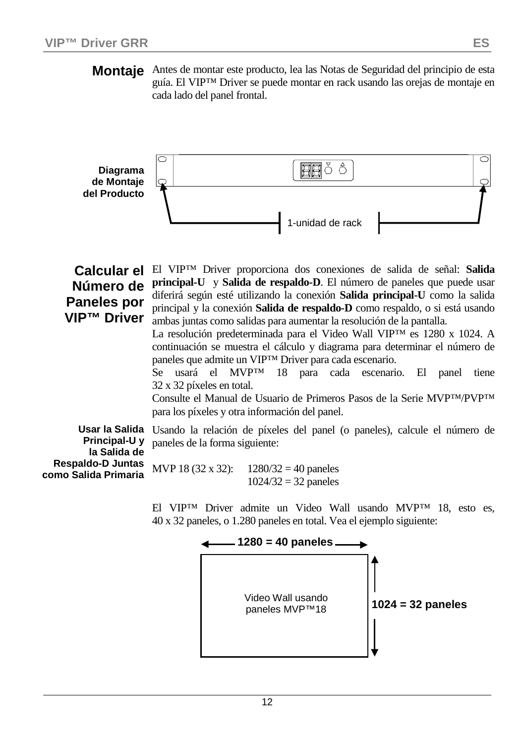## Montaje

Antes de montar este producto, lea las Notas de Seguridad del principio de esta guía. El VIP™ Driver se puede montar en rack usando las orejas de montaje en cada lado del panel frontal.

**Diagrama de Montaje del Producto**

1-unidad de rack

## Calcular el Número de Paneles por VIP™ Driver

El VIP™ Driver proporciona dos conexiones de salida de señal: **Salida principal-U** y **Salida de respaldo-D**. El número de paneles que puede usar diferirá según esté utilizando la conexión **Salida principal-U** como la salida principal y la conexión **Salida de respaldo-D** como respaldo, o si está usando ambas juntas como salidas para aumentar la resolución de la pantalla.

La resolución predeterminada para el Video Wall VIP™ es 1280 x 1024. A continuación se muestra el cálculo y diagrama para determinar el número de paneles que admite un VIP™ Driver para cada escenario.

Se usará el MVP™ 18 para cada escenario. El panel tiene 32 x 32 píxeles en total.

Consulte el Manual de Usuario de Primeros Pasos de la Serie MVP™/PVP™ para los píxeles y otra información del panel.

### Usar la Salida Principal-U y la Salida de Respaldo-D Juntas como Salida Primaria

Usando la relación de píxeles del panel (o paneles), calcule el número de paneles de la forma siguiente:

MVP 18 (32 x 32): 1280/32 = 40 paneles
1024/32 = 32 paneles

El VIP™ Driver admite un Video Wall usando MVP™ 18, esto es, 40 x 32 paneles, o 1.280 paneles en total. Vea el ejemplo siguiente:

1280 = 40 paneles

Video Wall usando paneles MVP™18

1024 = 32 paneles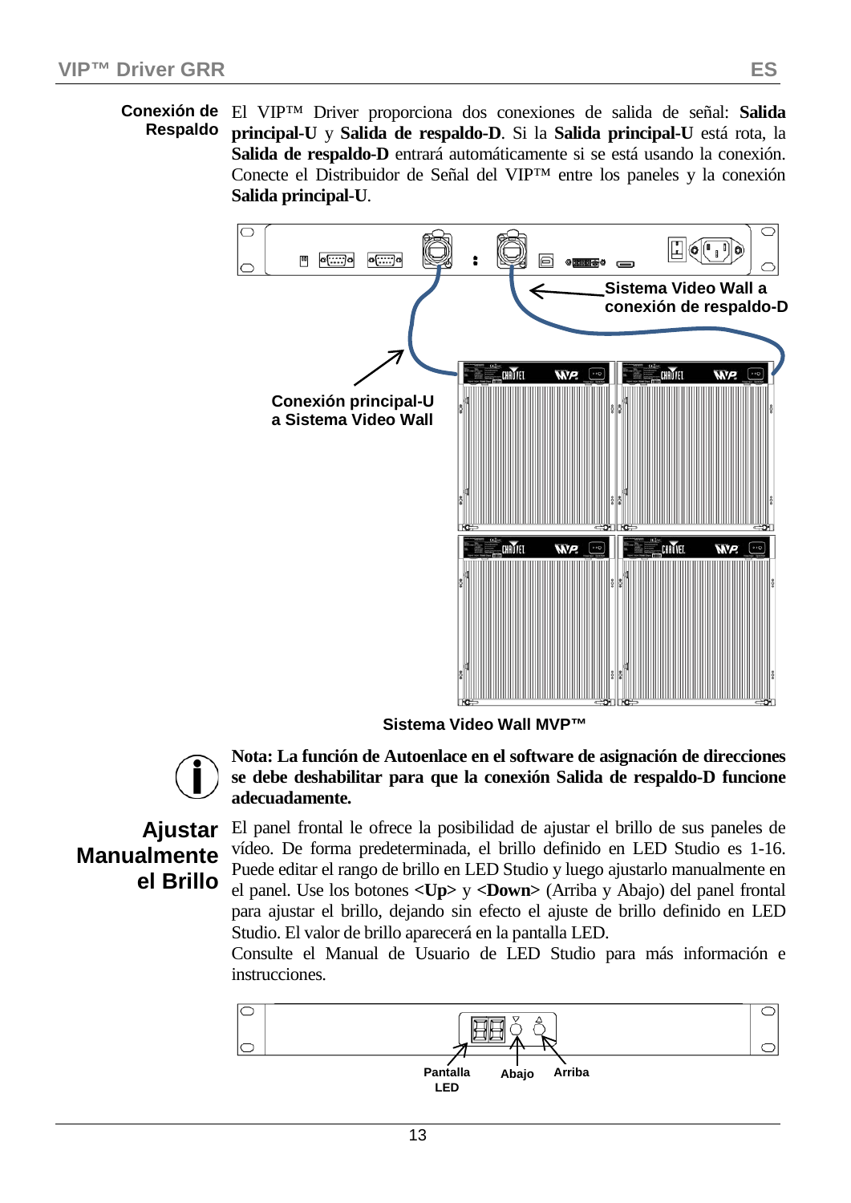## Conexión de Respaldo

El VIP™ Driver proporciona dos conexiones de salida de señal: **Salida principal-U** y **Salida de respaldo-D**. Si la **Salida principal-U** está rota, la **Salida de respaldo-D** entrará automáticamente si se está usando la conexión. Conecte el Distribuidor de Señal del VIP™ entre los paneles y la conexión **Salida principal-U**.

Sistema Video Wall a conexión de respaldo-D

Conexión principal-U a Sistema Video Wall

Sistema Video Wall MVP™

**Nota: La función de Autoenlace en el software de asignación de direcciones se debe deshabilitar para que la conexión Salida de respaldo-D funcione adecuadamente.**

## Ajustar Manualmente el Brillo

El panel frontal le ofrece la posibilidad de ajustar el brillo de sus paneles de vídeo. De forma predeterminada, el brillo definido en LED Studio es 1-16. Puede editar el rango de brillo en LED Studio y luego ajustarlo manualmente en el panel. Use los botones **<Up>** y **<Down>** (Arriba y Abajo) del panel frontal para ajustar el brillo, dejando sin efecto el ajuste de brillo definido en LED Studio. El valor de brillo aparecerá en la pantalla LED.

Consulte el Manual de Usuario de LED Studio para más información e instrucciones.

Pantalla LED   Abajo   Arriba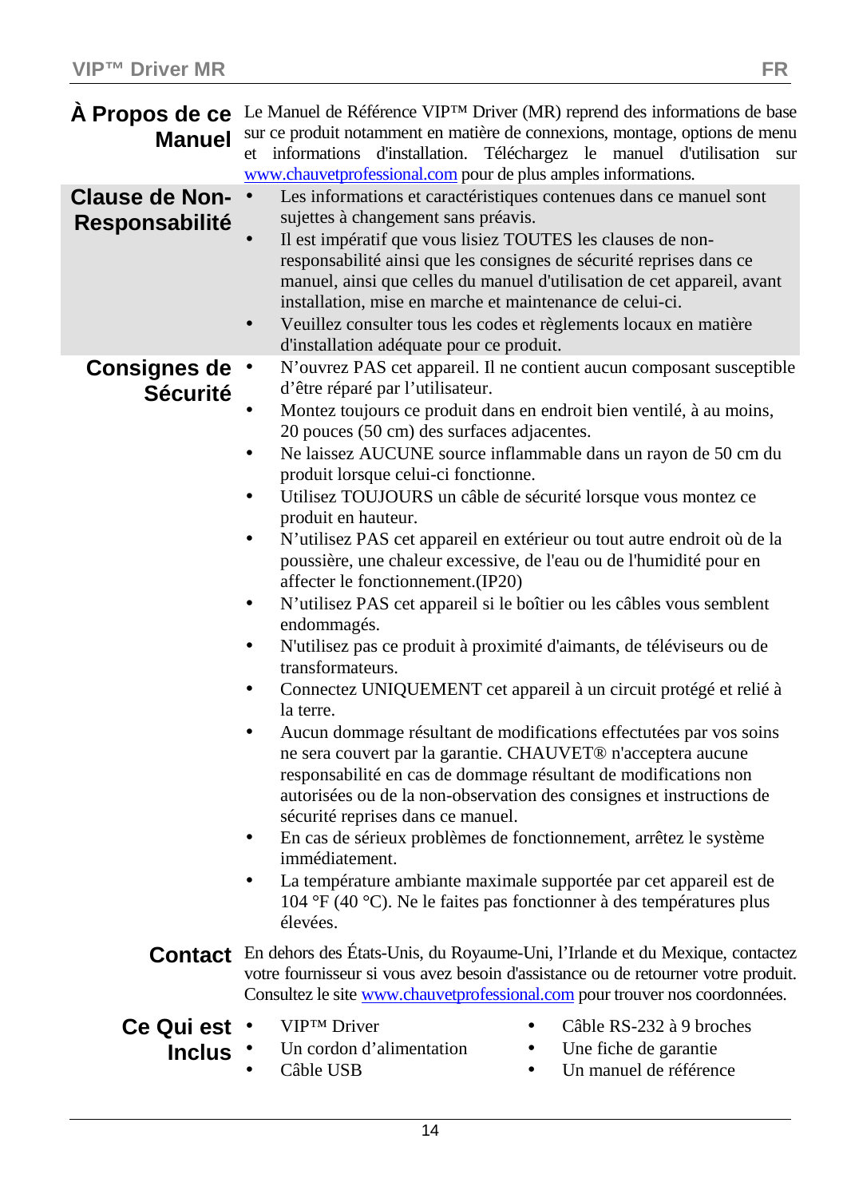## À Propos de ce Manuel

Le Manuel de Référence VIP™ Driver (MR) reprend des informations de base sur ce produit notamment en matière de connexions, montage, options de menu et informations d'installation. Téléchargez le manuel d'utilisation sur www.chauvetprofessional.com pour de plus amples informations.

## Clause de Non-Responsabilité

- Les informations et caractéristiques contenues dans ce manuel sont sujettes à changement sans préavis.
- Il est impératif que vous lisiez TOUTES les clauses de non-responsabilité ainsi que les consignes de sécurité reprises dans ce manuel, ainsi que celles du manuel d'utilisation de cet appareil, avant installation, mise en marche et maintenance de celui-ci.
- Veuillez consulter tous les codes et règlements locaux en matière d'installation adéquate pour ce produit.

## Consignes de Sécurité

- N'ouvrez PAS cet appareil. Il ne contient aucun composant susceptible d'être réparé par l'utilisateur.
- Montez toujours ce produit dans en endroit bien ventilé, à au moins, 20 pouces (50 cm) des surfaces adjacentes.
- Ne laissez AUCUNE source inflammable dans un rayon de 50 cm du produit lorsque celui-ci fonctionne.
- Utilisez TOUJOURS un câble de sécurité lorsque vous montez ce produit en hauteur.
- N'utilisez PAS cet appareil en extérieur ou tout autre endroit où de la poussière, une chaleur excessive, de l'eau ou de l'humidité pour en affecter le fonctionnement.(IP20)
- N'utilisez PAS cet appareil si le boîtier ou les câbles vous semblent endommagés.
- N'utilisez pas ce produit à proximité d'aimants, de téléviseurs ou de transformateurs.
- Connectez UNIQUEMENT cet appareil à un circuit protégé et relié à la terre.
- Aucun dommage résultant de modifications effectuées par vos soins ne sera couvert par la garantie. CHAUVET® n'acceptera aucune responsabilité en cas de dommage résultant de modifications non autorisées ou de la non-observation des consignes et instructions de sécurité reprises dans ce manuel.
- En cas de sérieux problèmes de fonctionnement, arrêtez le système immédiatement.
- La température ambiante maximale supportée par cet appareil est de 104 °F (40 °C). Ne le faites pas fonctionner à des températures plus élevées.

## Contact

En dehors des États-Unis, du Royaume-Uni, l'Irlande et du Mexique, contactez votre fournisseur si vous avez besoin d'assistance ou de retourner votre produit. Consultez le site www.chauvetprofessional.com pour trouver nos coordonnées.

## Ce Qui est Inclus

- VIP™ Driver
- Un cordon d'alimentation
- Câble USB
- Câble RS-232 à 9 broches
- Une fiche de garantie
- Un manuel de référence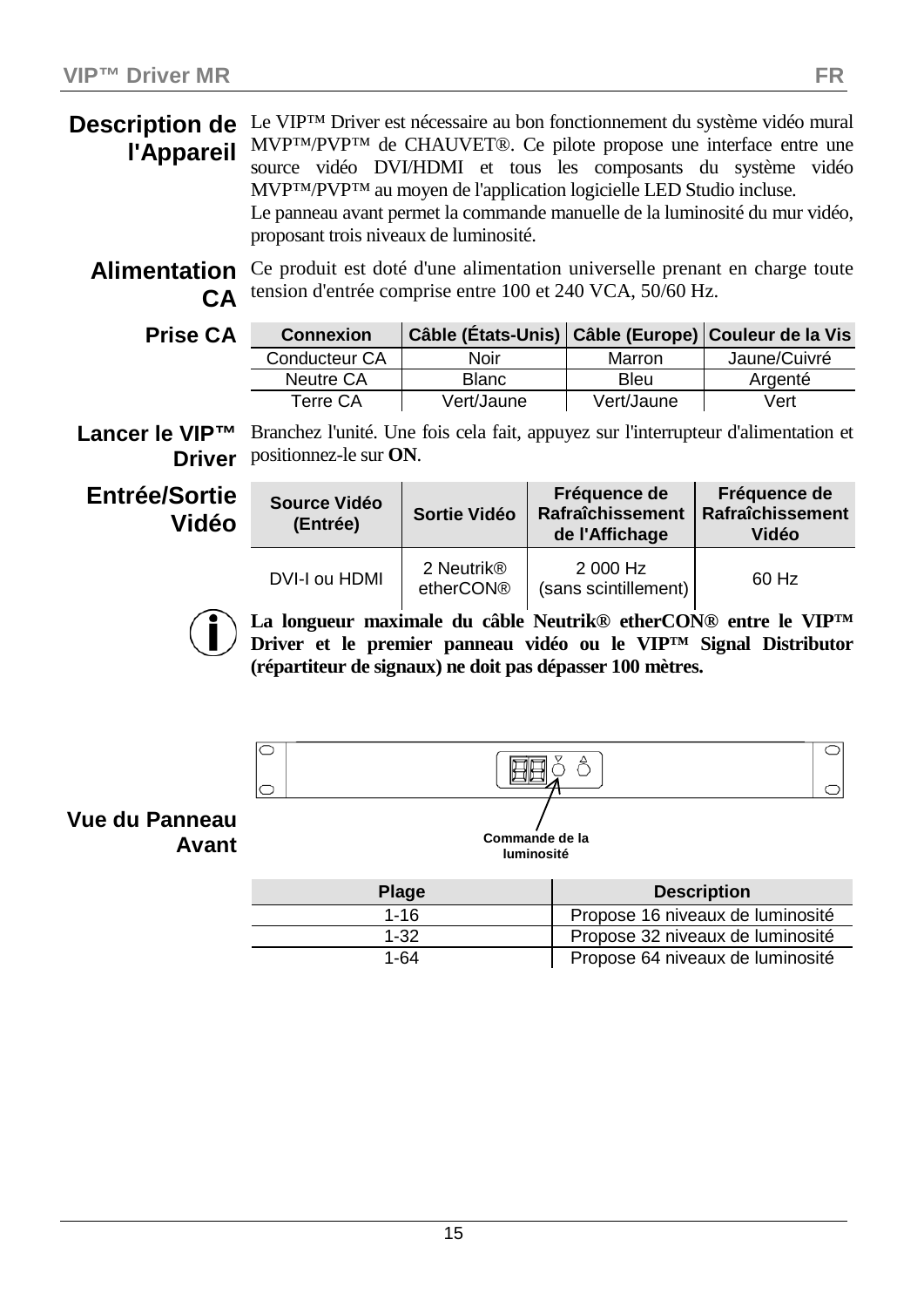## Description de l'Appareil

Le VIP™ Driver est nécessaire au bon fonctionnement du système vidéo mural MVP™/PVP™ de CHAUVET®. Ce pilote propose une interface entre une source vidéo DVI/HDMI et tous les composants du système vidéo MVP™/PVP™ au moyen de l'application logicielle LED Studio incluse.

Le panneau avant permet la commande manuelle de la luminosité du mur vidéo, proposant trois niveaux de luminosité.

## Alimentation CA

Ce produit est doté d'une alimentation universelle prenant en charge toute tension d'entrée comprise entre 100 et 240 VCA, 50/60 Hz.

## Prise CA

| Connexion | Câble (États-Unis) | Câble (Europe) | Couleur de la Vis |
|---|---|---|---|
| Conducteur CA | Noir | Marron | Jaune/Cuivré |
| Neutre CA | Blanc | Bleu | Argenté |
| Terre CA | Vert/Jaune | Vert/Jaune | Vert |

## Lancer le VIP™ Driver

Branchez l'unité. Une fois cela fait, appuyez sur l'interrupteur d'alimentation et positionnez-le sur **ON**.

## Entrée/Sortie Vidéo

| Source Vidéo (Entrée) | Sortie Vidéo | Fréquence de Rafraîchissement de l'Affichage | Fréquence de Rafraîchissement Vidéo |
|---|---|---|---|
| DVI-I ou HDMI | 2 Neutrik® etherCON® | 2 000 Hz (sans scintillement) | 60 Hz |

**La longueur maximale du câble Neutrik® etherCON® entre le VIP™ Driver et le premier panneau vidéo ou le VIP™ Signal Distributor (répartiteur de signaux) ne doit pas dépasser 100 mètres.**

## Vue du Panneau Avant

Commande de la luminosité

| Plage | Description |
|---|---|
| 1-16 | Propose 16 niveaux de luminosité |
| 1-32 | Propose 32 niveaux de luminosité |
| 1-64 | Propose 64 niveaux de luminosité |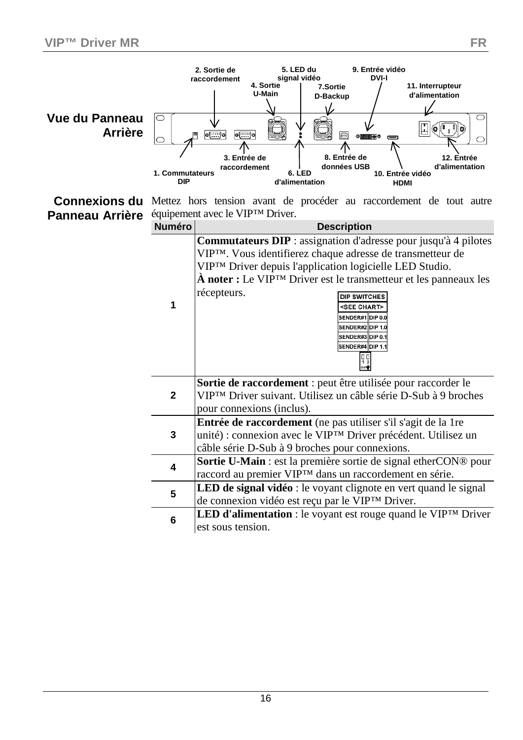## Vue du Panneau Arrière

1. Commutateurs DIP
2. Sortie de raccordement
3. Entrée de raccordement
4. Sortie U-Main
5. LED du signal vidéo
6. LED d'alimentation
7. Sortie D-Backup
8. Entrée de données USB
9. Entrée vidéo DVI-I
10. Entrée vidéo HDMI
11. Interrupteur d'alimentation
12. Entrée d'alimentation

## Connexions du Panneau Arrière

Mettez hors tension avant de procéder au raccordement de tout autre équipement avec le VIP™ Driver.

| Numéro | Description |
|---|---|
| 1 | **Commutateurs DIP** : assignation d'adresse pour jusqu'à 4 pilotes VIP™. Vous identifierez chaque adresse de transmetteur de VIP™ Driver depuis l'application logicielle LED Studio.<br>**À noter :** Le VIP™ Driver est le transmetteur et les panneaux les récepteurs.<br>DIP SWITCHES <SEE CHART><br>SENDER#1 DIP 0.0<br>SENDER#2 DIP 1.0<br>SENDER#3 DIP 0.1<br>SENDER#4 DIP 1.1 |
| 2 | **Sortie de raccordement** : peut être utilisée pour raccorder le VIP™ Driver suivant. Utilisez un câble série D-Sub à 9 broches pour connexions (inclus). |
| 3 | **Entrée de raccordement** (ne pas utiliser s'il s'agit de la 1re unité) : connexion avec le VIP™ Driver précédent. Utilisez un câble série D-Sub à 9 broches pour connexions. |
| 4 | **Sortie U-Main** : est la première sortie de signal etherCON® pour raccord au premier VIP™ dans un raccordement en série. |
| 5 | **LED de signal vidéo** : le voyant clignote en vert quand le signal de connexion vidéo est reçu par le VIP™ Driver. |
| 6 | **LED d'alimentation** : le voyant est rouge quand le VIP™ Driver est sous tension. |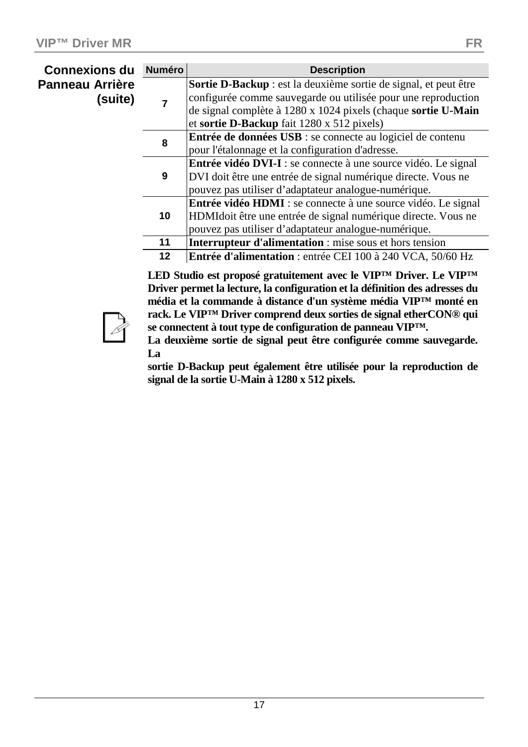## Connexions du Panneau Arrière (suite)

| Numéro | Description |
|---|---|
| 7 | **Sortie D-Backup** : est la deuxième sortie de signal, et peut être configurée comme sauvegarde ou utilisée pour une reproduction de signal complète à 1280 x 1024 pixels (chaque **sortie U-Main** et **sortie D-Backup** fait 1280 x 512 pixels) |
| 8 | **Entrée de données USB** : se connecte au logiciel de contenu pour l'étalonnage et la configuration d'adresse. |
| 9 | **Entrée vidéo DVI-I** : se connecte à une source vidéo. Le signal DVI doit être une entrée de signal numérique directe. Vous ne pouvez pas utiliser d'adaptateur analogue-numérique. |
| 10 | **Entrée vidéo HDMI** : se connecte à une source vidéo. Le signal HDMIdoit être une entrée de signal numérique directe. Vous ne pouvez pas utiliser d'adaptateur analogue-numérique. |
| 11 | **Interrupteur d'alimentation** : mise sous et hors tension |
| 12 | **Entrée d'alimentation** : entrée CEI 100 à 240 VCA, 50/60 Hz |

**LED Studio est proposé gratuitement avec le VIP™ Driver. Le VIP™ Driver permet la lecture, la configuration et la définition des adresses du média et la commande à distance d'un système média VIP™ monté en rack. Le VIP™ Driver comprend deux sorties de signal etherCON® qui se connectent à tout type de configuration de panneau VIP™.**
**La deuxième sortie de signal peut être configurée comme sauvegarde. La**
**sortie D-Backup peut également être utilisée pour la reproduction de signal de la sortie U-Main à 1280 x 512 pixels.**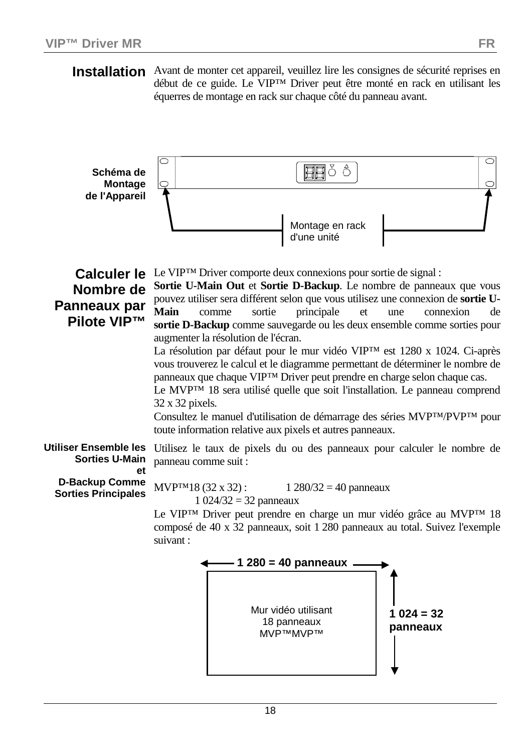## Installation

Avant de monter cet appareil, veuillez lire les consignes de sécurité reprises en début de ce guide. Le VIP™ Driver peut être monté en rack en utilisant les équerres de montage en rack sur chaque côté du panneau avant.

**Schéma de Montage de l'Appareil**

Montage en rack d'une unité

## Calculer le Nombre de Panneaux par Pilote VIP™

Le VIP™ Driver comporte deux connexions pour sortie de signal : **Sortie U-Main Out** et **Sortie D-Backup**. Le nombre de panneaux que vous pouvez utiliser sera différent selon que vous utilisez une connexion de **sortie U-Main** comme sortie principale et une connexion de **sortie D-Backup** comme sauvegarde ou les deux ensemble comme sorties pour augmenter la résolution de l'écran.

La résolution par défaut pour le mur vidéo VIP™ est 1280 x 1024. Ci-après vous trouverez le calcul et le diagramme permettant de déterminer le nombre de panneaux que chaque VIP™ Driver peut prendre en charge selon chaque cas.

Le MVP™ 18 sera utilisé quelle que soit l'installation. Le panneau comprend 32 x 32 pixels.

Consultez le manuel d'utilisation de démarrage des séries MVP™/PVP™ pour toute information relative aux pixels et autres panneaux.

### Utiliser Ensemble les Sorties U-Main et D-Backup Comme Sorties Principales

Utilisez le taux de pixels du ou des panneaux pour calculer le nombre de panneau comme suit :

MVP™18 (32 x 32) : 1 280/32 = 40 panneaux
1 024/32 = 32 panneaux

Le VIP™ Driver peut prendre en charge un mur vidéo grâce au MVP™ 18 composé de 40 x 32 panneaux, soit 1 280 panneaux au total. Suivez l'exemple suivant :

1 280 = 40 panneaux

Mur vidéo utilisant 18 panneaux MVP™MVP™

1 024 = 32 panneaux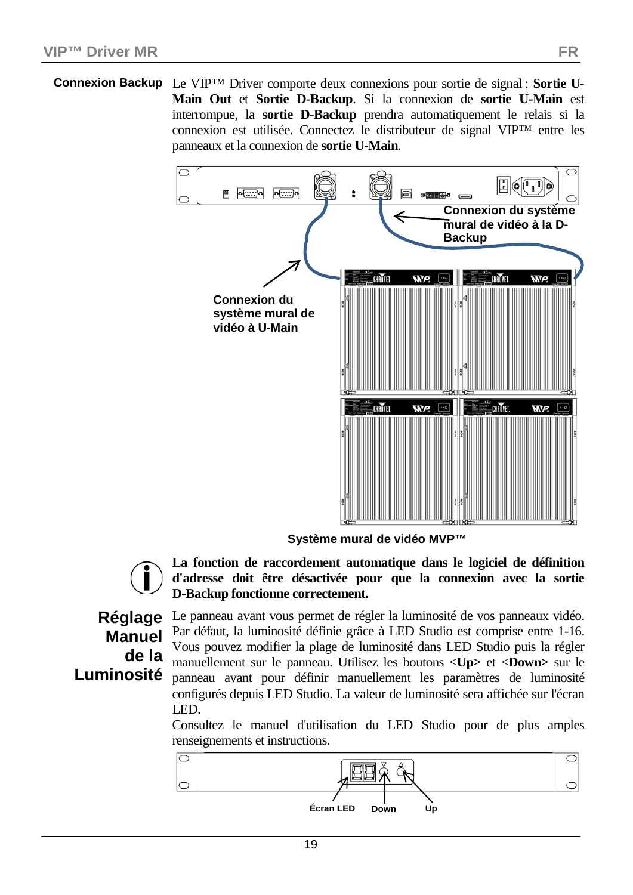## Connexion Backup

Le VIP™ Driver comporte deux connexions pour sortie de signal : **Sortie U-Main Out** et **Sortie D-Backup**. Si la connexion de **sortie U-Main** est interrompue, la **sortie D-Backup** prendra automatiquement le relais si la connexion est utilisée. Connectez le distributeur de signal VIP™ entre les panneaux et la connexion de **sortie U-Main**.

Connexion du système mural de vidéo à la D-Backup

Connexion du système mural de vidéo à U-Main

Système mural de vidéo MVP™

**La fonction de raccordement automatique dans le logiciel de définition d'adresse doit être désactivée pour que la connexion avec la sortie D-Backup fonctionne correctement.**

## Réglage Manuel de la Luminosité

Le panneau avant vous permet de régler la luminosité de vos panneaux vidéo. Par défaut, la luminosité définie grâce à LED Studio est comprise entre 1-16. Vous pouvez modifier la plage de luminosité dans LED Studio puis la régler manuellement sur le panneau. Utilisez les boutons <**Up**> et <**Down**> sur le panneau avant pour définir manuellement les paramètres de luminosité configurés depuis LED Studio. La valeur de luminosité sera affichée sur l'écran LED.

Consultez le manuel d'utilisation du LED Studio pour de plus amples renseignements et instructions.

Écran LED Down Up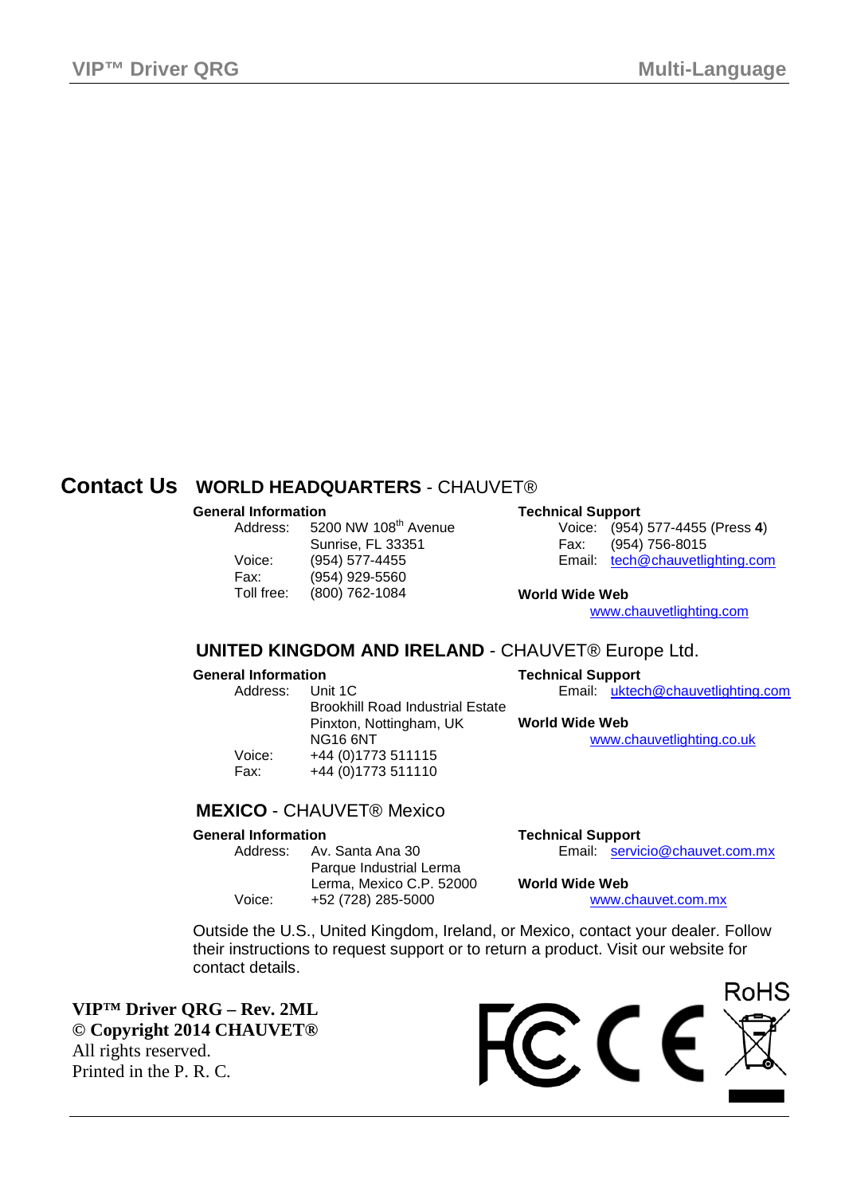# Contact Us

## WORLD HEADQUARTERS - CHAUVET®

**General Information**

Address: 5200 NW 108th Avenue
Sunrise, FL 33351

Voice: (954) 577-4455

Fax: (954) 929-5560

Toll free: (800) 762-1084

**Technical Support**

Voice: (954) 577-4455 (Press **4**)

Fax: (954) 756-8015

Email: tech@chauvetlighting.com

**World Wide Web**

www.chauvetlighting.com

## UNITED KINGDOM AND IRELAND - CHAUVET® Europe Ltd.

**General Information**

Address: Unit 1C
Brookhill Road Industrial Estate
Pinxton, Nottingham, UK
NG16 6NT

Voice: +44 (0)1773 511115

Fax: +44 (0)1773 511110

**Technical Support**

Email: uktech@chauvetlighting.com

**World Wide Web**

www.chauvetlighting.co.uk

## MEXICO - CHAUVET® Mexico

**General Information**

Address: Av. Santa Ana 30
Parque Industrial Lerma
Lerma, Mexico C.P. 52000

Voice: +52 (728) 285-5000

**Technical Support**

Email: servicio@chauvet.com.mx

**World Wide Web**

www.chauvet.com.mx

Outside the U.S., United Kingdom, Ireland, or Mexico, contact your dealer. Follow their instructions to request support or to return a product. Visit our website for contact details.

**VIP™ Driver QRG – Rev. 2ML**
**© Copyright 2014 CHAUVET®**
All rights reserved.
Printed in the P. R. C.

RoHS